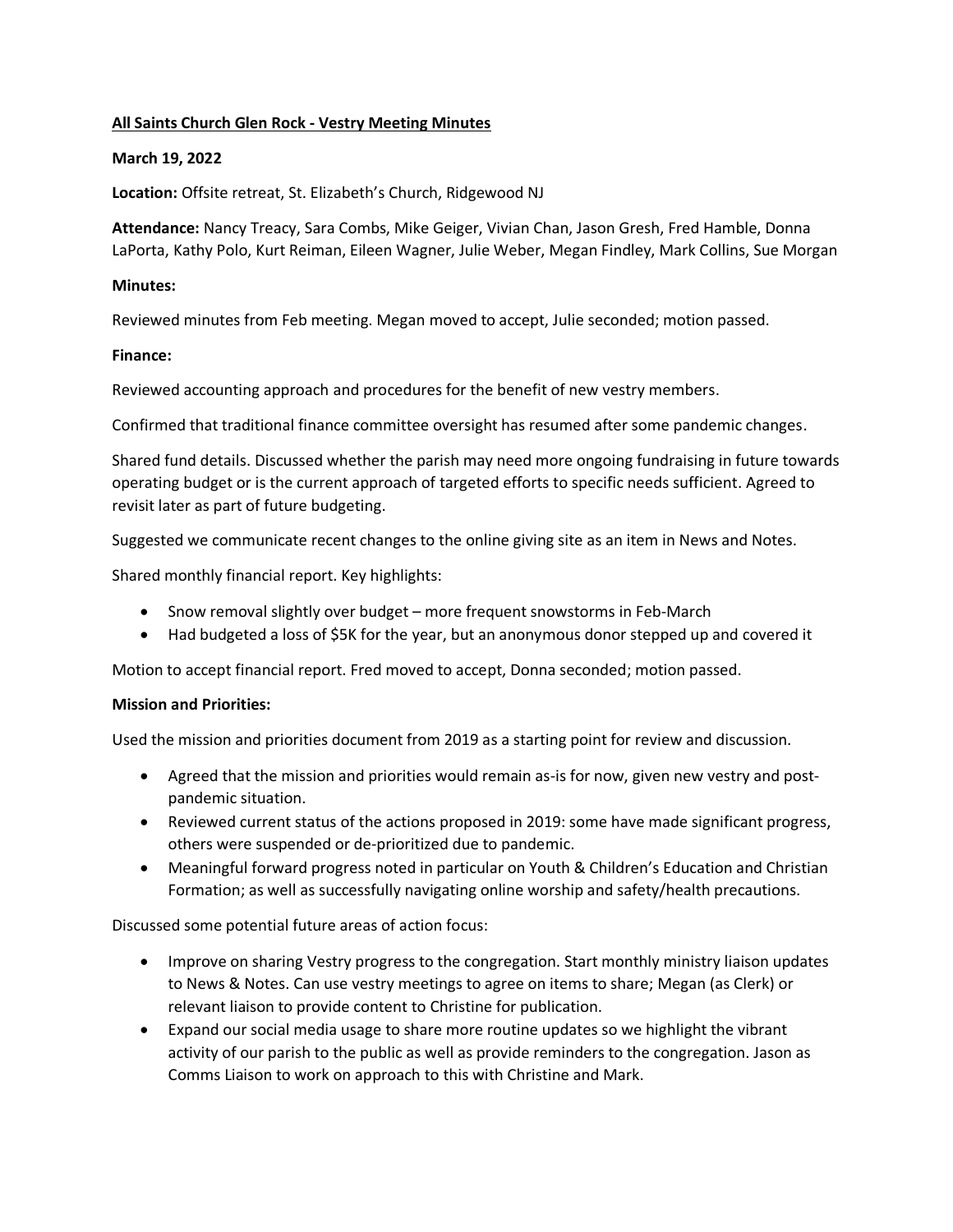**All Saints Church Glen Rock - Vestry Meeting Minutes**

**March 19, 2022**

**Location:** Offsite retreat, St. Elizabeth's Church, Ridgewood NJ

**Attendance:** Nancy Treacy, Sara Combs, Mike Geiger, Vivian Chan, Jason Gresh, Fred Hamble, Donna LaPorta, Kathy Polo, Kurt Reiman, Eileen Wagner, Julie Weber, Megan Findley, Mark Collins, Sue Morgan

**Minutes:**

Reviewed minutes from Feb meeting. Megan moved to accept, Julie seconded; motion passed.

**Finance:**

Reviewed accounting approach and procedures for the benefit of new vestry members.

Confirmed that traditional finance committee oversight has resumed after some pandemic changes.

Shared fund details. Discussed whether the parish may need more ongoing fundraising in future towards operating budget or is the current approach of targeted efforts to specific needs sufficient. Agreed to revisit later as part of future budgeting.

Suggested we communicate recent changes to the online giving site as an item in News and Notes.

Shared monthly financial report. Key highlights:

- Snow removal slightly over budget – more frequent snowstorms in Feb-March
- Had budgeted a loss of $5K for the year, but an anonymous donor stepped up and covered it

Motion to accept financial report. Fred moved to accept, Donna seconded; motion passed.

**Mission and Priorities:**

Used the mission and priorities document from 2019 as a starting point for review and discussion.

- Agreed that the mission and priorities would remain as-is for now, given new vestry and post-pandemic situation.
- Reviewed current status of the actions proposed in 2019: some have made significant progress, others were suspended or de-prioritized due to pandemic.
- Meaningful forward progress noted in particular on Youth & Children's Education and Christian Formation; as well as successfully navigating online worship and safety/health precautions.

Discussed some potential future areas of action focus:

- Improve on sharing Vestry progress to the congregation. Start monthly ministry liaison updates to News & Notes. Can use vestry meetings to agree on items to share; Megan (as Clerk) or relevant liaison to provide content to Christine for publication.
- Expand our social media usage to share more routine updates so we highlight the vibrant activity of our parish to the public as well as provide reminders to the congregation. Jason as Comms Liaison to work on approach to this with Christine and Mark.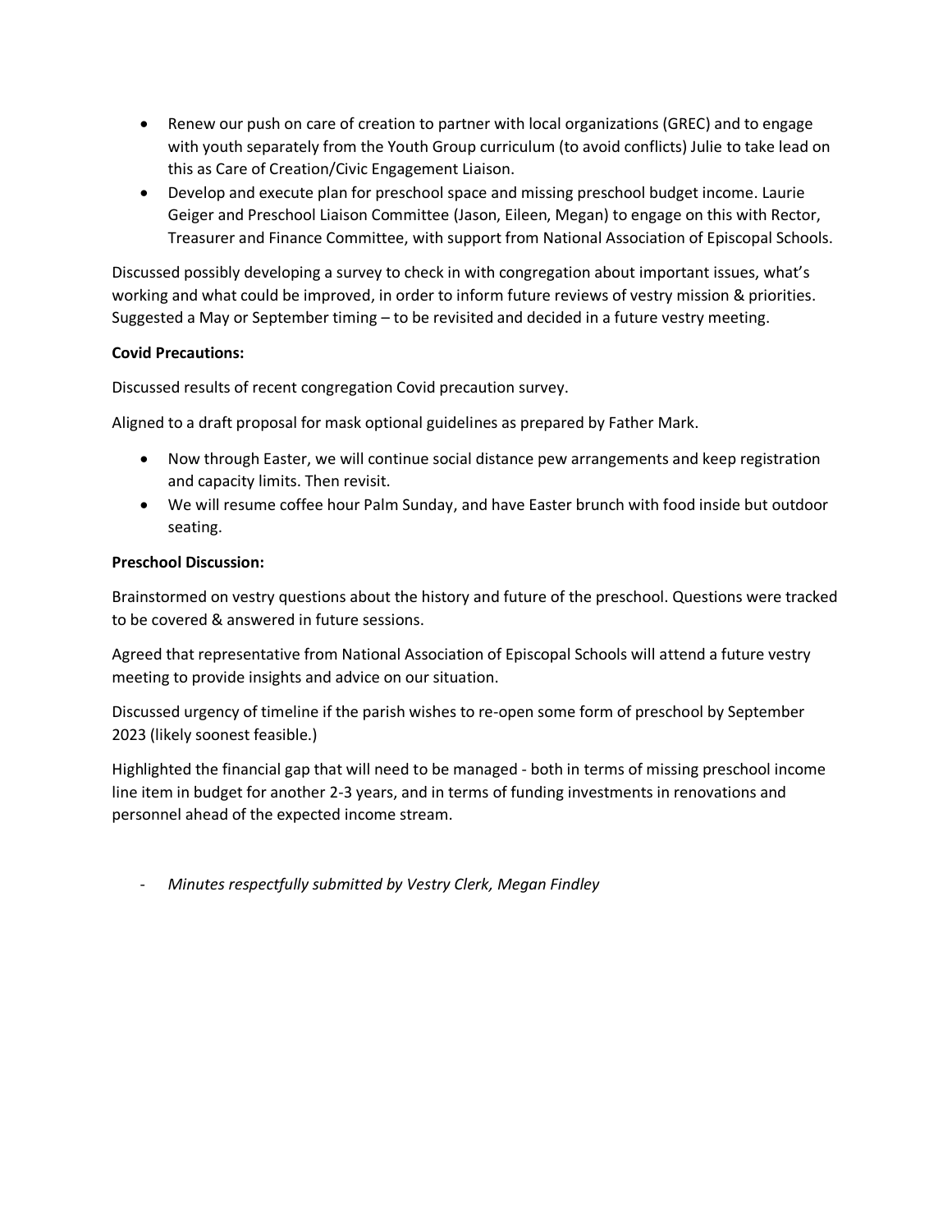- Renew our push on care of creation to partner with local organizations (GREC) and to engage with youth separately from the Youth Group curriculum (to avoid conflicts) Julie to take lead on this as Care of Creation/Civic Engagement Liaison.
- Develop and execute plan for preschool space and missing preschool budget income. Laurie Geiger and Preschool Liaison Committee (Jason, Eileen, Megan) to engage on this with Rector, Treasurer and Finance Committee, with support from National Association of Episcopal Schools.

Discussed possibly developing a survey to check in with congregation about important issues, what's working and what could be improved, in order to inform future reviews of vestry mission & priorities. Suggested a May or September timing – to be revisited and decided in a future vestry meeting.

**Covid Precautions:**

Discussed results of recent congregation Covid precaution survey.

Aligned to a draft proposal for mask optional guidelines as prepared by Father Mark.

- Now through Easter, we will continue social distance pew arrangements and keep registration and capacity limits. Then revisit.
- We will resume coffee hour Palm Sunday, and have Easter brunch with food inside but outdoor seating.

**Preschool Discussion:**

Brainstormed on vestry questions about the history and future of the preschool. Questions were tracked to be covered & answered in future sessions.

Agreed that representative from National Association of Episcopal Schools will attend a future vestry meeting to provide insights and advice on our situation.

Discussed urgency of timeline if the parish wishes to re-open some form of preschool by September 2023 (likely soonest feasible.)

Highlighted the financial gap that will need to be managed - both in terms of missing preschool income line item in budget for another 2-3 years, and in terms of funding investments in renovations and personnel ahead of the expected income stream.

- *Minutes respectfully submitted by Vestry Clerk, Megan Findley*